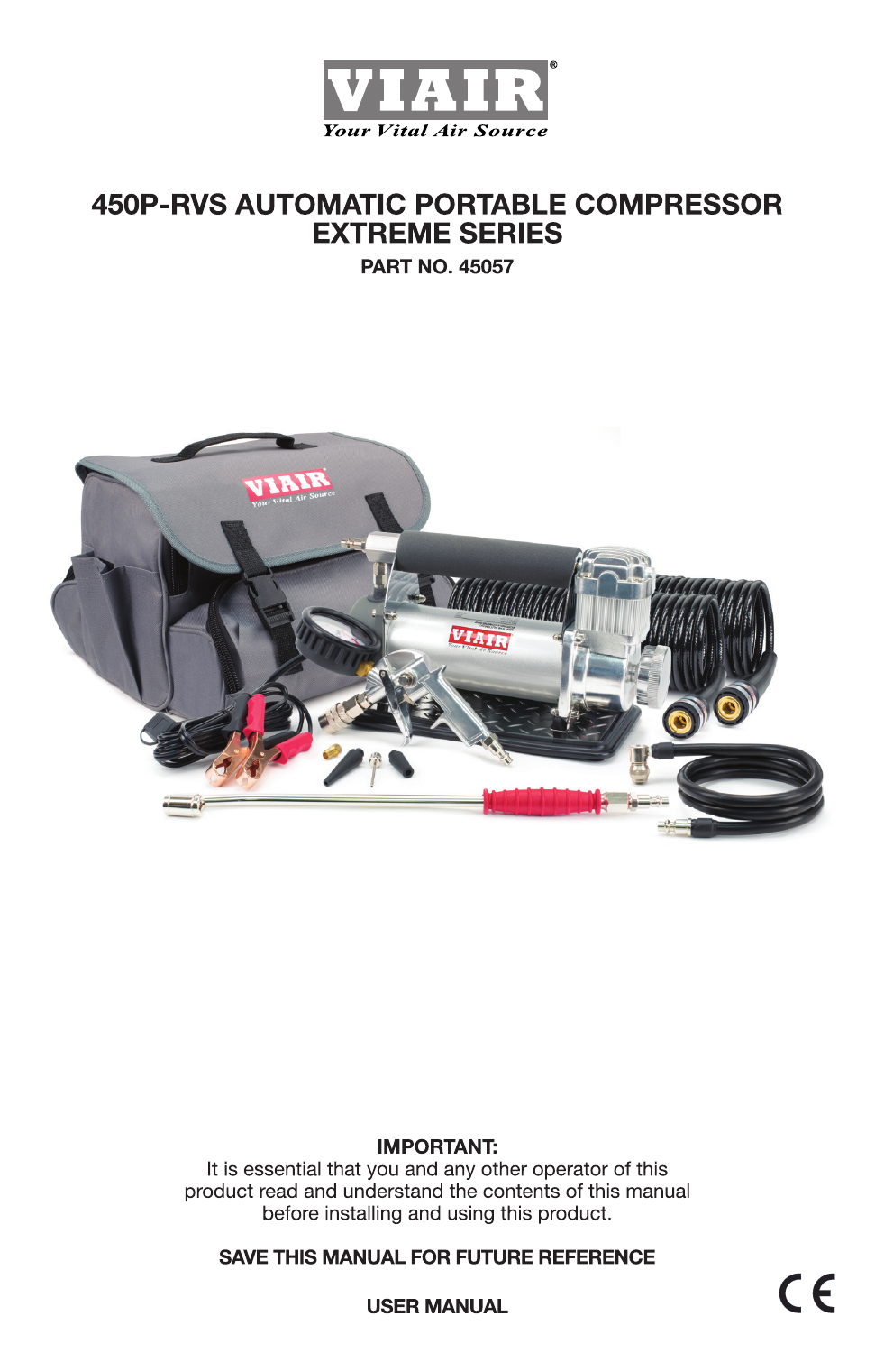VIAIR®

*Your Vital Air Source*

# 450P-RVS AUTOMATIC PORTABLE COMPRESSOR EXTREME SERIES

**PART NO. 45057**

**IMPORTANT:**

It is essential that you and any other operator of this product read and understand the contents of this manual before installing and using this product.

**SAVE THIS MANUAL FOR FUTURE REFERENCE**

**USER MANUAL**

CE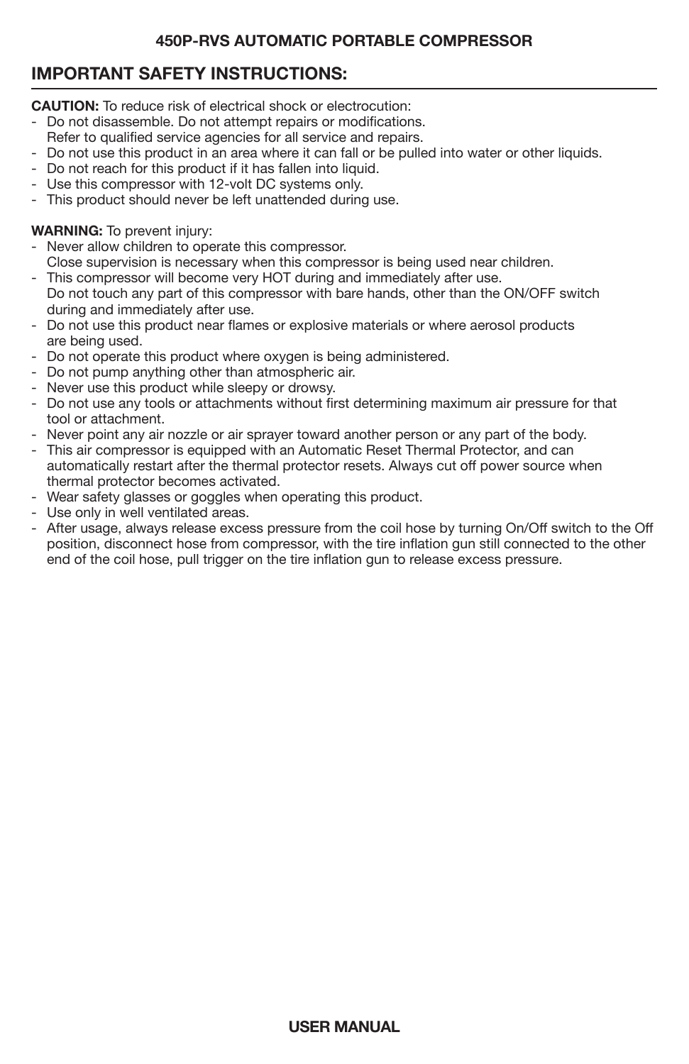## IMPORTANT SAFETY INSTRUCTIONS:

**CAUTION:** To reduce risk of electrical shock or electrocution:

- Do not disassemble. Do not attempt repairs or modifications. Refer to qualified service agencies for all service and repairs.
- Do not use this product in an area where it can fall or be pulled into water or other liquids.
- Do not reach for this product if it has fallen into liquid.
- Use this compressor with 12-volt DC systems only.
- This product should never be left unattended during use.

**WARNING:** To prevent injury:

- Never allow children to operate this compressor. Close supervision is necessary when this compressor is being used near children.
- This compressor will become very HOT during and immediately after use. Do not touch any part of this compressor with bare hands, other than the ON/OFF switch during and immediately after use.
- Do not use this product near flames or explosive materials or where aerosol products are being used.
- Do not operate this product where oxygen is being administered.
- Do not pump anything other than atmospheric air.
- Never use this product while sleepy or drowsy.
- Do not use any tools or attachments without first determining maximum air pressure for that tool or attachment.
- Never point any air nozzle or air sprayer toward another person or any part of the body.
- This air compressor is equipped with an Automatic Reset Thermal Protector, and can automatically restart after the thermal protector resets. Always cut off power source when thermal protector becomes activated.
- Wear safety glasses or goggles when operating this product.
- Use only in well ventilated areas.
- After usage, always release excess pressure from the coil hose by turning On/Off switch to the Off position, disconnect hose from compressor, with the tire inflation gun still connected to the other end of the coil hose, pull trigger on the tire inflation gun to release excess pressure.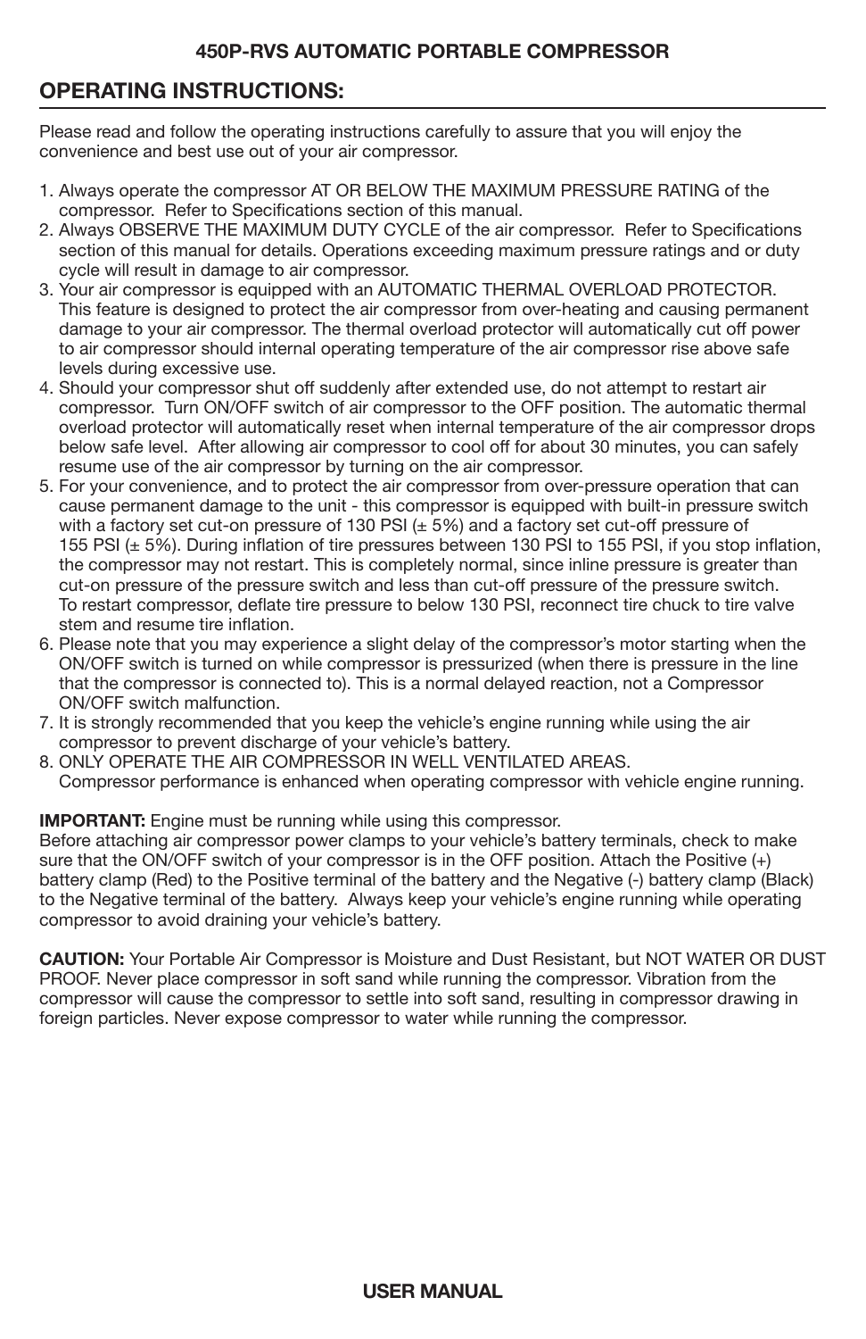## 450P-RVS AUTOMATIC PORTABLE COMPRESSOR

## OPERATING INSTRUCTIONS:

Please read and follow the operating instructions carefully to assure that you will enjoy the convenience and best use out of your air compressor.

1. Always operate the compressor AT OR BELOW THE MAXIMUM PRESSURE RATING of the compressor. Refer to Specifications section of this manual.
2. Always OBSERVE THE MAXIMUM DUTY CYCLE of the air compressor. Refer to Specifications section of this manual for details. Operations exceeding maximum pressure ratings and or duty cycle will result in damage to air compressor.
3. Your air compressor is equipped with an AUTOMATIC THERMAL OVERLOAD PROTECTOR. This feature is designed to protect the air compressor from over-heating and causing permanent damage to your air compressor. The thermal overload protector will automatically cut off power to air compressor should internal operating temperature of the air compressor rise above safe levels during excessive use.
4. Should your compressor shut off suddenly after extended use, do not attempt to restart air compressor. Turn ON/OFF switch of air compressor to the OFF position. The automatic thermal overload protector will automatically reset when internal temperature of the air compressor drops below safe level. After allowing air compressor to cool off for about 30 minutes, you can safely resume use of the air compressor by turning on the air compressor.
5. For your convenience, and to protect the air compressor from over-pressure operation that can cause permanent damage to the unit - this compressor is equipped with built-in pressure switch with a factory set cut-on pressure of 130 PSI (± 5%) and a factory set cut-off pressure of 155 PSI (± 5%). During inflation of tire pressures between 130 PSI to 155 PSI, if you stop inflation, the compressor may not restart. This is completely normal, since inline pressure is greater than cut-on pressure of the pressure switch and less than cut-off pressure of the pressure switch. To restart compressor, deflate tire pressure to below 130 PSI, reconnect tire chuck to tire valve stem and resume tire inflation.
6. Please note that you may experience a slight delay of the compressor's motor starting when the ON/OFF switch is turned on while compressor is pressurized (when there is pressure in the line that the compressor is connected to). This is a normal delayed reaction, not a Compressor ON/OFF switch malfunction.
7. It is strongly recommended that you keep the vehicle's engine running while using the air compressor to prevent discharge of your vehicle's battery.
8. ONLY OPERATE THE AIR COMPRESSOR IN WELL VENTILATED AREAS.
   Compressor performance is enhanced when operating compressor with vehicle engine running.

**IMPORTANT:** Engine must be running while using this compressor.
Before attaching air compressor power clamps to your vehicle's battery terminals, check to make sure that the ON/OFF switch of your compressor is in the OFF position. Attach the Positive (+) battery clamp (Red) to the Positive terminal of the battery and the Negative (-) battery clamp (Black) to the Negative terminal of the battery. Always keep your vehicle's engine running while operating compressor to avoid draining your vehicle's battery.

**CAUTION:** Your Portable Air Compressor is Moisture and Dust Resistant, but NOT WATER OR DUST PROOF. Never place compressor in soft sand while running the compressor. Vibration from the compressor will cause the compressor to settle into soft sand, resulting in compressor drawing in foreign particles. Never expose compressor to water while running the compressor.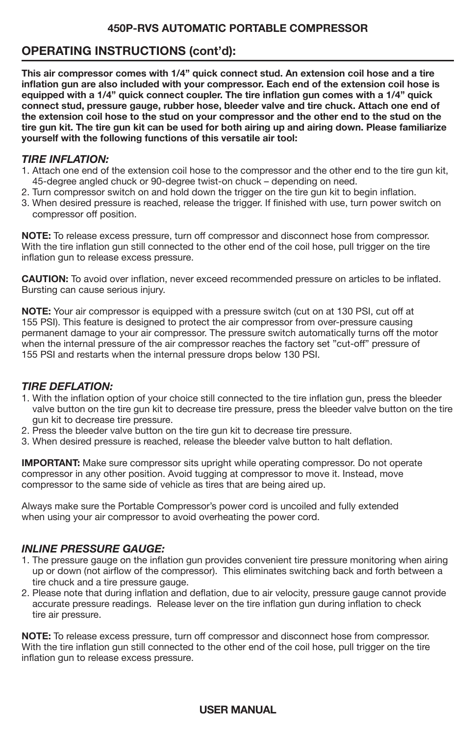## OPERATING INSTRUCTIONS (cont'd):

**This air compressor comes with 1/4" quick connect stud. An extension coil hose and a tire inflation gun are also included with your compressor. Each end of the extension coil hose is equipped with a 1/4" quick connect coupler. The tire inflation gun comes with a 1/4" quick connect stud, pressure gauge, rubber hose, bleeder valve and tire chuck. Attach one end of the extension coil hose to the stud on your compressor and the other end to the stud on the tire gun kit. The tire gun kit can be used for both airing up and airing down. Please familiarize yourself with the following functions of this versatile air tool:**

### *TIRE INFLATION:*

1. Attach one end of the extension coil hose to the compressor and the other end to the tire gun kit, 45-degree angled chuck or 90-degree twist-on chuck – depending on need.
2. Turn compressor switch on and hold down the trigger on the tire gun kit to begin inflation.
3. When desired pressure is reached, release the trigger. If finished with use, turn power switch on compressor off position.

**NOTE:** To release excess pressure, turn off compressor and disconnect hose from compressor. With the tire inflation gun still connected to the other end of the coil hose, pull trigger on the tire inflation gun to release excess pressure.

**CAUTION:** To avoid over inflation, never exceed recommended pressure on articles to be inflated. Bursting can cause serious injury.

**NOTE:** Your air compressor is equipped with a pressure switch (cut on at 130 PSI, cut off at 155 PSI). This feature is designed to protect the air compressor from over-pressure causing permanent damage to your air compressor. The pressure switch automatically turns off the motor when the internal pressure of the air compressor reaches the factory set "cut-off" pressure of 155 PSI and restarts when the internal pressure drops below 130 PSI.

### *TIRE DEFLATION:*

1. With the inflation option of your choice still connected to the tire inflation gun, press the bleeder valve button on the tire gun kit to decrease tire pressure, press the bleeder valve button on the tire gun kit to decrease tire pressure.
2. Press the bleeder valve button on the tire gun kit to decrease tire pressure.
3. When desired pressure is reached, release the bleeder valve button to halt deflation.

**IMPORTANT:** Make sure compressor sits upright while operating compressor. Do not operate compressor in any other position. Avoid tugging at compressor to move it. Instead, move compressor to the same side of vehicle as tires that are being aired up.

Always make sure the Portable Compressor's power cord is uncoiled and fully extended when using your air compressor to avoid overheating the power cord.

### *INLINE PRESSURE GAUGE:*

1. The pressure gauge on the inflation gun provides convenient tire pressure monitoring when airing up or down (not airflow of the compressor). This eliminates switching back and forth between a tire chuck and a tire pressure gauge.
2. Please note that during inflation and deflation, due to air velocity, pressure gauge cannot provide accurate pressure readings. Release lever on the tire inflation gun during inflation to check tire air pressure.

**NOTE:** To release excess pressure, turn off compressor and disconnect hose from compressor. With the tire inflation gun still connected to the other end of the coil hose, pull trigger on the tire inflation gun to release excess pressure.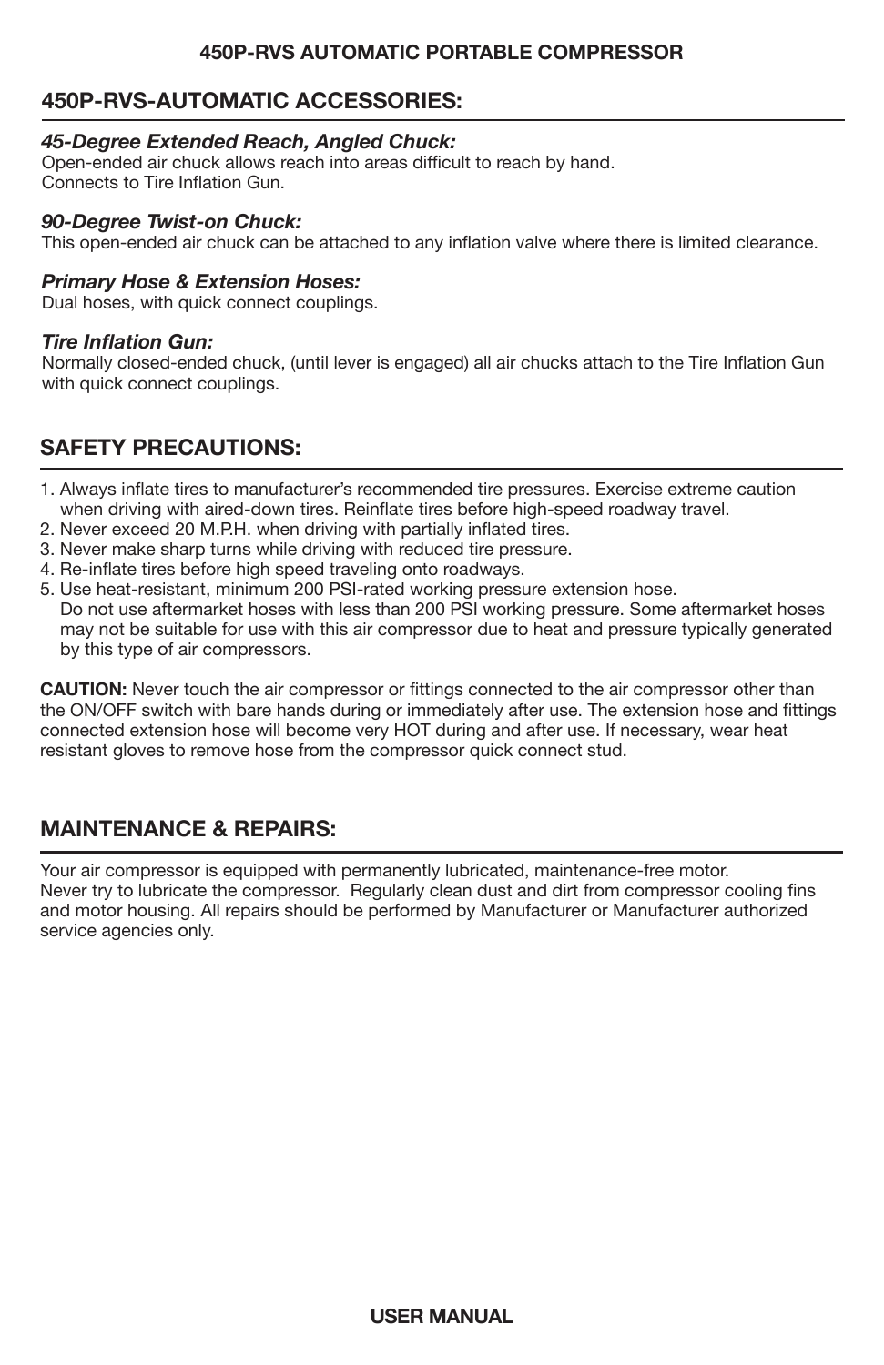## 450P-RVS-AUTOMATIC ACCESSORIES:

### *45-Degree Extended Reach, Angled Chuck:*

Open-ended air chuck allows reach into areas difficult to reach by hand.
Connects to Tire Inflation Gun.

### *90-Degree Twist-on Chuck:*

This open-ended air chuck can be attached to any inflation valve where there is limited clearance.

### *Primary Hose & Extension Hoses:*

Dual hoses, with quick connect couplings.

### *Tire Inflation Gun:*

Normally closed-ended chuck, (until lever is engaged) all air chucks attach to the Tire Inflation Gun with quick connect couplings.

## SAFETY PRECAUTIONS:

1. Always inflate tires to manufacturer's recommended tire pressures. Exercise extreme caution when driving with aired-down tires. Reinflate tires before high-speed roadway travel.
2. Never exceed 20 M.P.H. when driving with partially inflated tires.
3. Never make sharp turns while driving with reduced tire pressure.
4. Re-inflate tires before high speed traveling onto roadways.
5. Use heat-resistant, minimum 200 PSI-rated working pressure extension hose. Do not use aftermarket hoses with less than 200 PSI working pressure. Some aftermarket hoses may not be suitable for use with this air compressor due to heat and pressure typically generated by this type of air compressors.

**CAUTION:** Never touch the air compressor or fittings connected to the air compressor other than the ON/OFF switch with bare hands during or immediately after use. The extension hose and fittings connected extension hose will become very HOT during and after use. If necessary, wear heat resistant gloves to remove hose from the compressor quick connect stud.

## MAINTENANCE & REPAIRS:

Your air compressor is equipped with permanently lubricated, maintenance-free motor.
Never try to lubricate the compressor. Regularly clean dust and dirt from compressor cooling fins and motor housing. All repairs should be performed by Manufacturer or Manufacturer authorized service agencies only.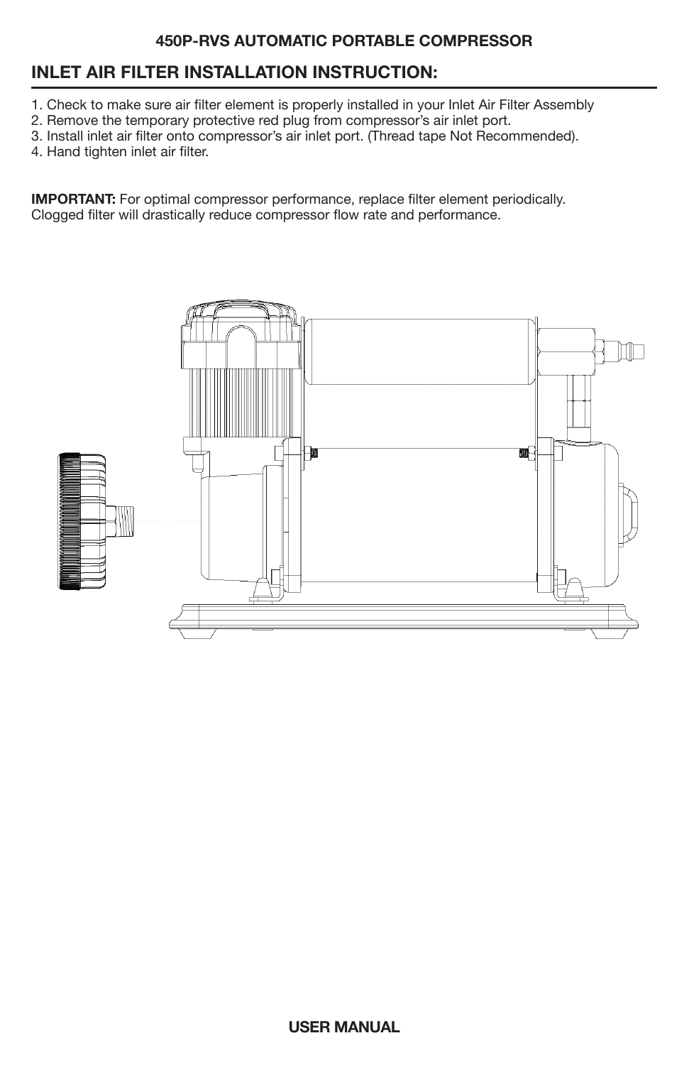**450P-RVS AUTOMATIC PORTABLE COMPRESSOR**

## INLET AIR FILTER INSTALLATION INSTRUCTION:

1. Check to make sure air filter element is properly installed in your Inlet Air Filter Assembly
2. Remove the temporary protective red plug from compressor's air inlet port.
3. Install inlet air filter onto compressor's air inlet port. (Thread tape Not Recommended).
4. Hand tighten inlet air filter.

**IMPORTANT:** For optimal compressor performance, replace filter element periodically. Clogged filter will drastically reduce compressor flow rate and performance.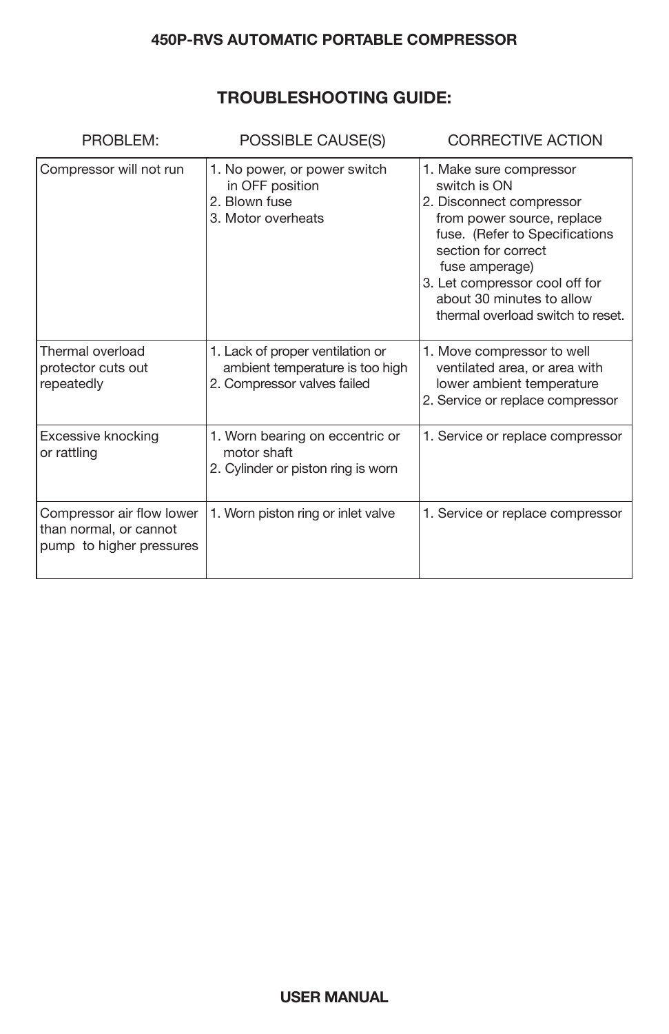## TROUBLESHOOTING GUIDE:

| PROBLEM: | POSSIBLE CAUSE(S) | CORRECTIVE ACTION |
|---|---|---|
| Compressor will not run | 1. No power, or power switch in OFF position<br>2. Blown fuse<br>3. Motor overheats | 1. Make sure compressor switch is ON<br>2. Disconnect compressor from power source, replace fuse. (Refer to Specifications section for correct fuse amperage)<br>3. Let compressor cool off for about 30 minutes to allow thermal overload switch to reset. |
| Thermal overload protector cuts out repeatedly | 1. Lack of proper ventilation or ambient temperature is too high<br>2. Compressor valves failed | 1. Move compressor to well ventilated area, or area with lower ambient temperature<br>2. Service or replace compressor |
| Excessive knocking or rattling | 1. Worn bearing on eccentric or motor shaft<br>2. Cylinder or piston ring is worn | 1. Service or replace compressor |
| Compressor air flow lower than normal, or cannot pump to higher pressures | 1. Worn piston ring or inlet valve | 1. Service or replace compressor |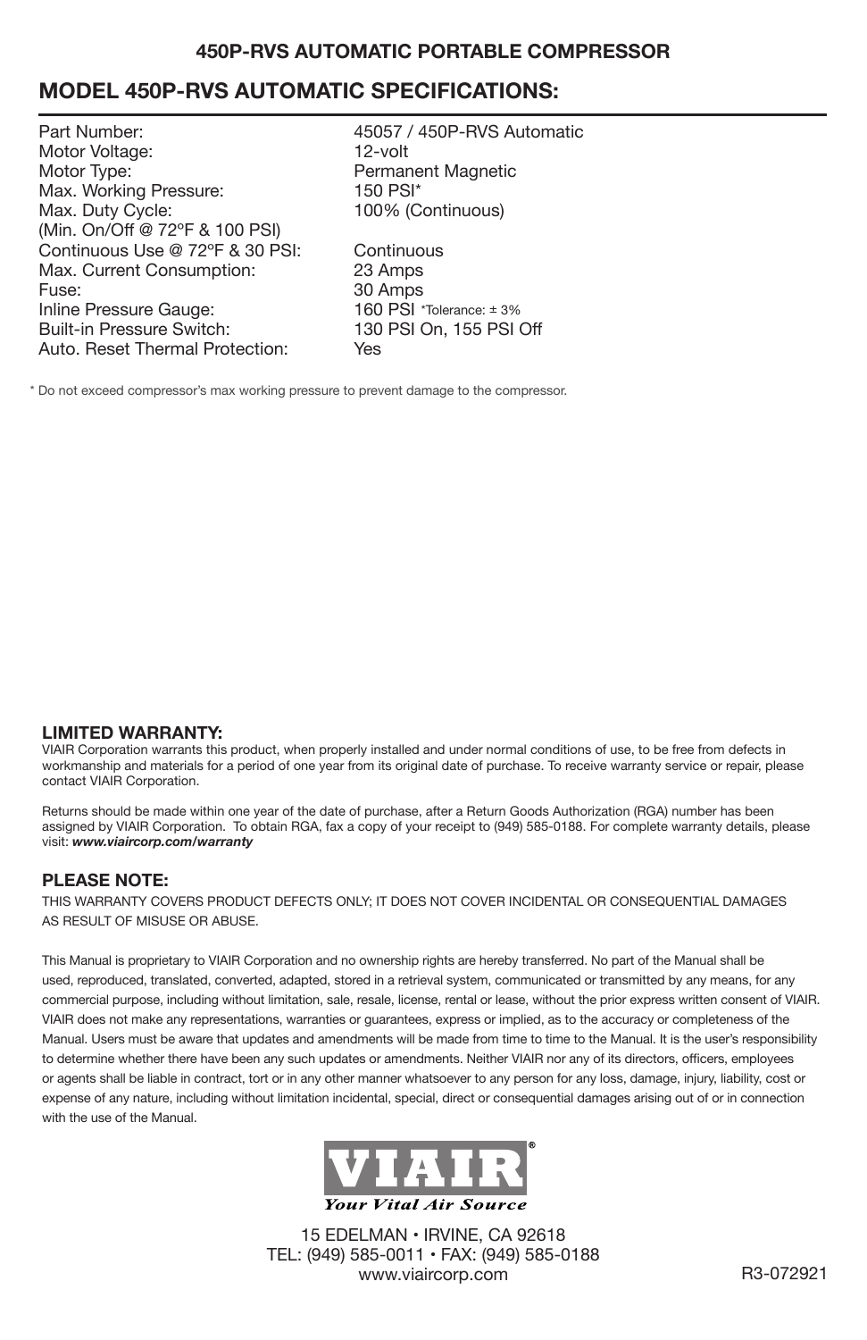## 450P-RVS AUTOMATIC PORTABLE COMPRESSOR

# MODEL 450P-RVS AUTOMATIC SPECIFICATIONS:

| | |
|---|---|
| Part Number: | 45057 / 450P-RVS Automatic |
| Motor Voltage: | 12-volt |
| Motor Type: | Permanent Magnetic |
| Max. Working Pressure: | 150 PSI* |
| Max. Duty Cycle: (Min. On/Off @ 72°F & 100 PSI) | 100% (Continuous) |
| Continuous Use @ 72°F & 30 PSI: | Continuous |
| Max. Current Consumption: | 23 Amps |
| Fuse: | 30 Amps |
| Inline Pressure Gauge: | 160 PSI *Tolerance: ± 3% |
| Built-in Pressure Switch: | 130 PSI On, 155 PSI Off |
| Auto. Reset Thermal Protection: | Yes |

* Do not exceed compressor's max working pressure to prevent damage to the compressor.

**LIMITED WARRANTY:**

VIAIR Corporation warrants this product, when properly installed and under normal conditions of use, to be free from defects in workmanship and materials for a period of one year from its original date of purchase. To receive warranty service or repair, please contact VIAIR Corporation.

Returns should be made within one year of the date of purchase, after a Return Goods Authorization (RGA) number has been assigned by VIAIR Corporation. To obtain RGA, fax a copy of your receipt to (949) 585-0188. For complete warranty details, please visit: ***www.viaircorp.com/warranty***

**PLEASE NOTE:**

THIS WARRANTY COVERS PRODUCT DEFECTS ONLY; IT DOES NOT COVER INCIDENTAL OR CONSEQUENTIAL DAMAGES AS RESULT OF MISUSE OR ABUSE.

This Manual is proprietary to VIAIR Corporation and no ownership rights are hereby transferred. No part of the Manual shall be used, reproduced, translated, converted, adapted, stored in a retrieval system, communicated or transmitted by any means, for any commercial purpose, including without limitation, sale, resale, license, rental or lease, without the prior express written consent of VIAIR. VIAIR does not make any representations, warranties or guarantees, express or implied, as to the accuracy or completeness of the Manual. Users must be aware that updates and amendments will be made from time to time to the Manual. It is the user's responsibility to determine whether there have been any such updates or amendments. Neither VIAIR nor any of its directors, officers, employees or agents shall be liable in contract, tort or in any other manner whatsoever to any person for any loss, damage, injury, liability, cost or expense of any nature, including without limitation incidental, special, direct or consequential damages arising out of or in connection with the use of the Manual.

VIAIR®
*Your Vital Air Source*

15 EDELMAN • IRVINE, CA 92618
TEL: (949) 585-0011 • FAX: (949) 585-0188
www.viaircorp.com

R3-072921